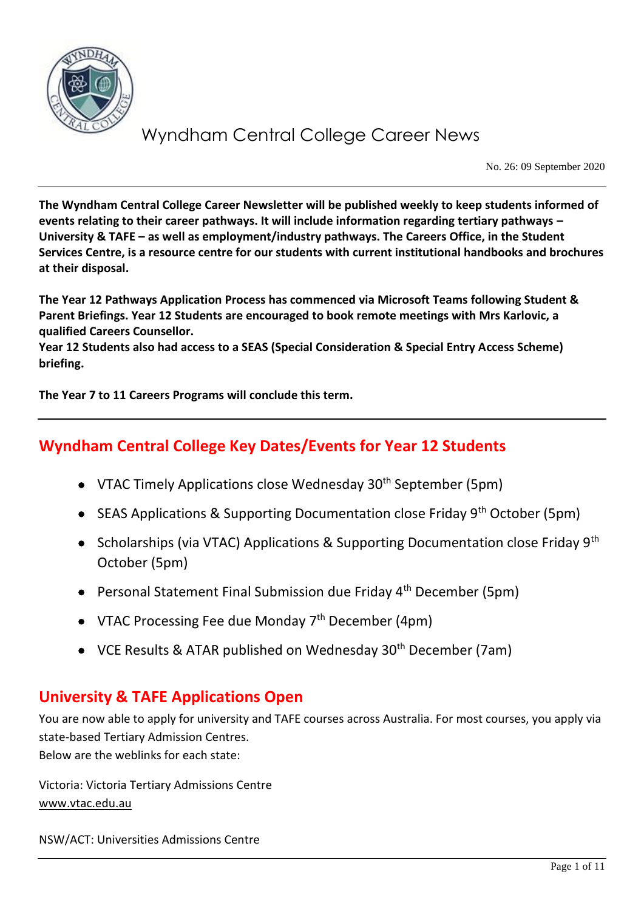# Wyndham Central College Career News

No. 26: 09 September 2020

**The Wyndham Central College Career Newsletter will be published weekly to keep students informed of events relating to their career pathways. It will include information regarding tertiary pathways – University & TAFE – as well as employment/industry pathways. The Careers Office, in the Student Services Centre, is a resource centre for our students with current institutional handbooks and brochures at their disposal.**

**The Year 12 Pathways Application Process has commenced via Microsoft Teams following Student & Parent Briefings. Year 12 Students are encouraged to book remote meetings with Mrs Karlovic, a qualified Careers Counsellor.**
**Year 12 Students also had access to a SEAS (Special Consideration & Special Entry Access Scheme) briefing.**

**The Year 7 to 11 Careers Programs will conclude this term.**

## Wyndham Central College Key Dates/Events for Year 12 Students

- VTAC Timely Applications close Wednesday 30th September (5pm)
- SEAS Applications & Supporting Documentation close Friday 9th October (5pm)
- Scholarships (via VTAC) Applications & Supporting Documentation close Friday 9th October (5pm)
- Personal Statement Final Submission due Friday 4th December (5pm)
- VTAC Processing Fee due Monday 7th December (4pm)
- VCE Results & ATAR published on Wednesday 30th December (7am)

## University & TAFE Applications Open

You are now able to apply for university and TAFE courses across Australia. For most courses, you apply via state-based Tertiary Admission Centres.
Below are the weblinks for each state:

Victoria: Victoria Tertiary Admissions Centre
www.vtac.edu.au

NSW/ACT: Universities Admissions Centre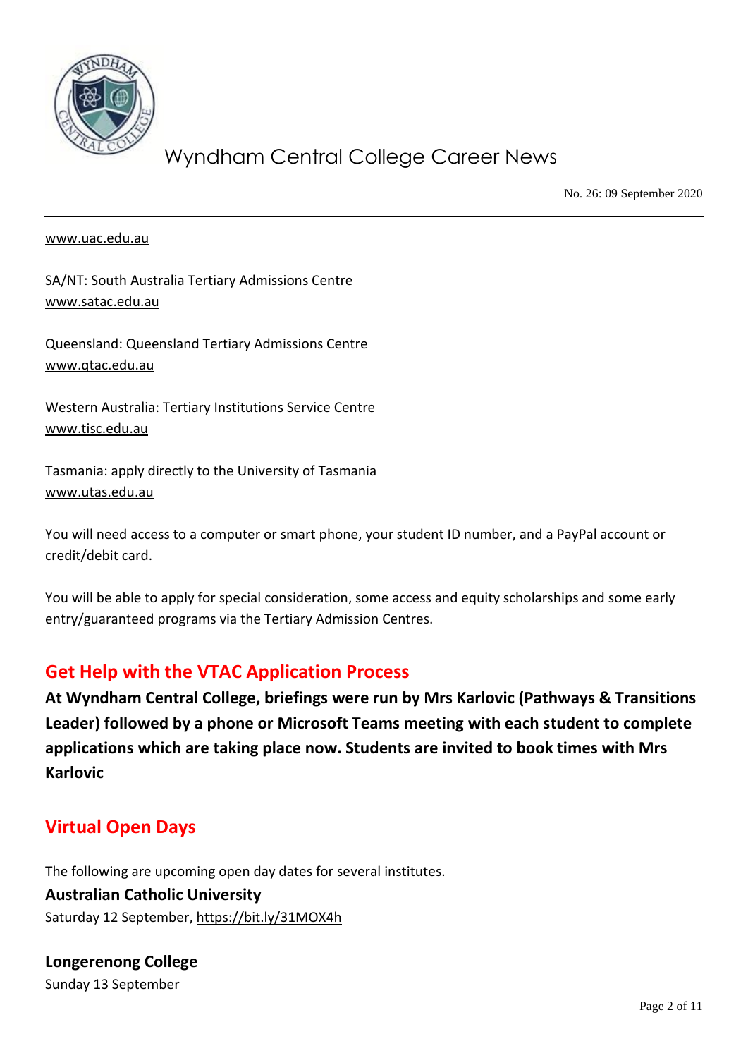www.uac.edu.au

SA/NT: South Australia Tertiary Admissions Centre
www.satac.edu.au

Queensland: Queensland Tertiary Admissions Centre
www.qtac.edu.au

Western Australia: Tertiary Institutions Service Centre
www.tisc.edu.au

Tasmania: apply directly to the University of Tasmania
www.utas.edu.au

You will need access to a computer or smart phone, your student ID number, and a PayPal account or credit/debit card.

You will be able to apply for special consideration, some access and equity scholarships and some early entry/guaranteed programs via the Tertiary Admission Centres.

## Get Help with the VTAC Application Process

**At Wyndham Central College, briefings were run by Mrs Karlovic (Pathways & Transitions Leader) followed by a phone or Microsoft Teams meeting with each student to complete applications which are taking place now. Students are invited to book times with Mrs Karlovic**

## Virtual Open Days

The following are upcoming open day dates for several institutes.

**Australian Catholic University**
Saturday 12 September, https://bit.ly/31MOX4h

**Longerenong College**
Sunday 13 September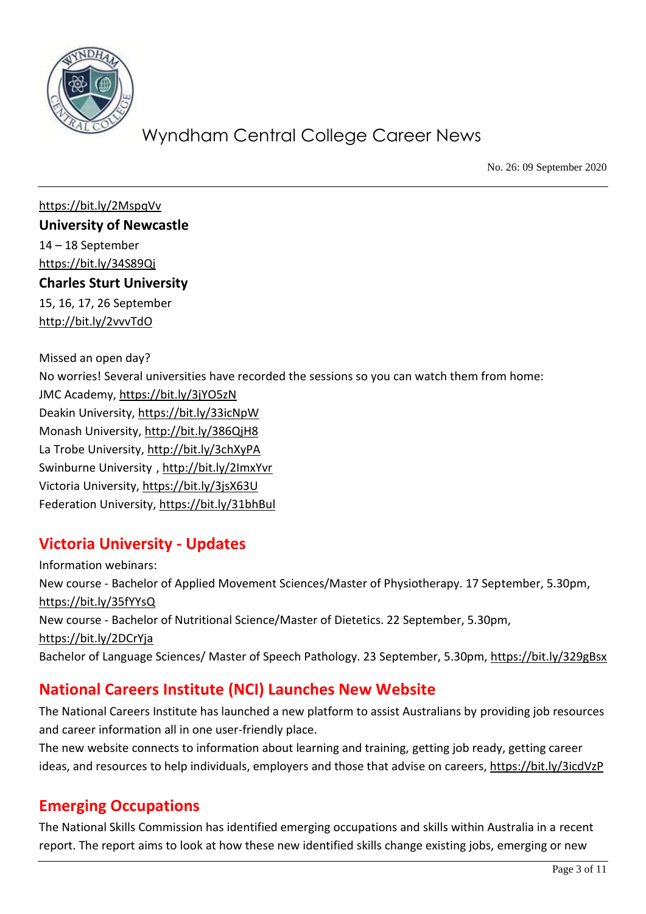https://bit.ly/2MspqVv

**University of Newcastle**

14 – 18 September

https://bit.ly/34S89Qj

**Charles Sturt University**

15, 16, 17, 26 September

http://bit.ly/2vvvTdO

Missed an open day?

No worries! Several universities have recorded the sessions so you can watch them from home:

JMC Academy, https://bit.ly/3jYO5zN

Deakin University, https://bit.ly/33icNpW

Monash University, http://bit.ly/386QjH8

La Trobe University, http://bit.ly/3chXyPA

Swinburne University , http://bit.ly/2ImxYvr

Victoria University, https://bit.ly/3jsX63U

Federation University, https://bit.ly/31bhBul

## Victoria University - Updates

Information webinars:

New course - Bachelor of Applied Movement Sciences/Master of Physiotherapy. 17 September, 5.30pm, https://bit.ly/35fYYsQ

New course - Bachelor of Nutritional Science/Master of Dietetics. 22 September, 5.30pm, https://bit.ly/2DCrYja

Bachelor of Language Sciences/ Master of Speech Pathology. 23 September, 5.30pm, https://bit.ly/329gBsx

## National Careers Institute (NCI) Launches New Website

The National Careers Institute has launched a new platform to assist Australians by providing job resources and career information all in one user-friendly place.

The new website connects to information about learning and training, getting job ready, getting career ideas, and resources to help individuals, employers and those that advise on careers, https://bit.ly/3icdVzP

## Emerging Occupations

The National Skills Commission has identified emerging occupations and skills within Australia in a recent report. The report aims to look at how these new identified skills change existing jobs, emerging or new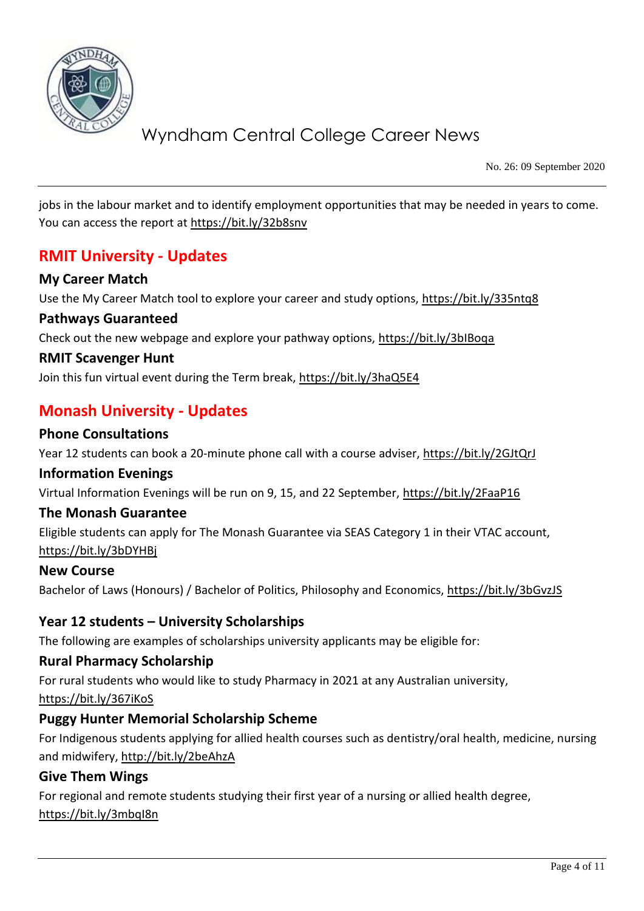jobs in the labour market and to identify employment opportunities that may be needed in years to come. You can access the report at https://bit.ly/32b8snv

## RMIT University - Updates

### My Career Match

Use the My Career Match tool to explore your career and study options, https://bit.ly/335ntq8

### Pathways Guaranteed

Check out the new webpage and explore your pathway options, https://bit.ly/3bIBoqa

### RMIT Scavenger Hunt

Join this fun virtual event during the Term break, https://bit.ly/3haQ5E4

## Monash University - Updates

### Phone Consultations

Year 12 students can book a 20-minute phone call with a course adviser, https://bit.ly/2GJtQrJ

### Information Evenings

Virtual Information Evenings will be run on 9, 15, and 22 September, https://bit.ly/2FaaP16

### The Monash Guarantee

Eligible students can apply for The Monash Guarantee via SEAS Category 1 in their VTAC account, https://bit.ly/3bDYHBj

### New Course

Bachelor of Laws (Honours) / Bachelor of Politics, Philosophy and Economics, https://bit.ly/3bGvzJS

### Year 12 students – University Scholarships

The following are examples of scholarships university applicants may be eligible for:

### Rural Pharmacy Scholarship

For rural students who would like to study Pharmacy in 2021 at any Australian university, https://bit.ly/367iKoS

### Puggy Hunter Memorial Scholarship Scheme

For Indigenous students applying for allied health courses such as dentistry/oral health, medicine, nursing and midwifery, http://bit.ly/2beAhzA

### Give Them Wings

For regional and remote students studying their first year of a nursing or allied health degree, https://bit.ly/3mbqI8n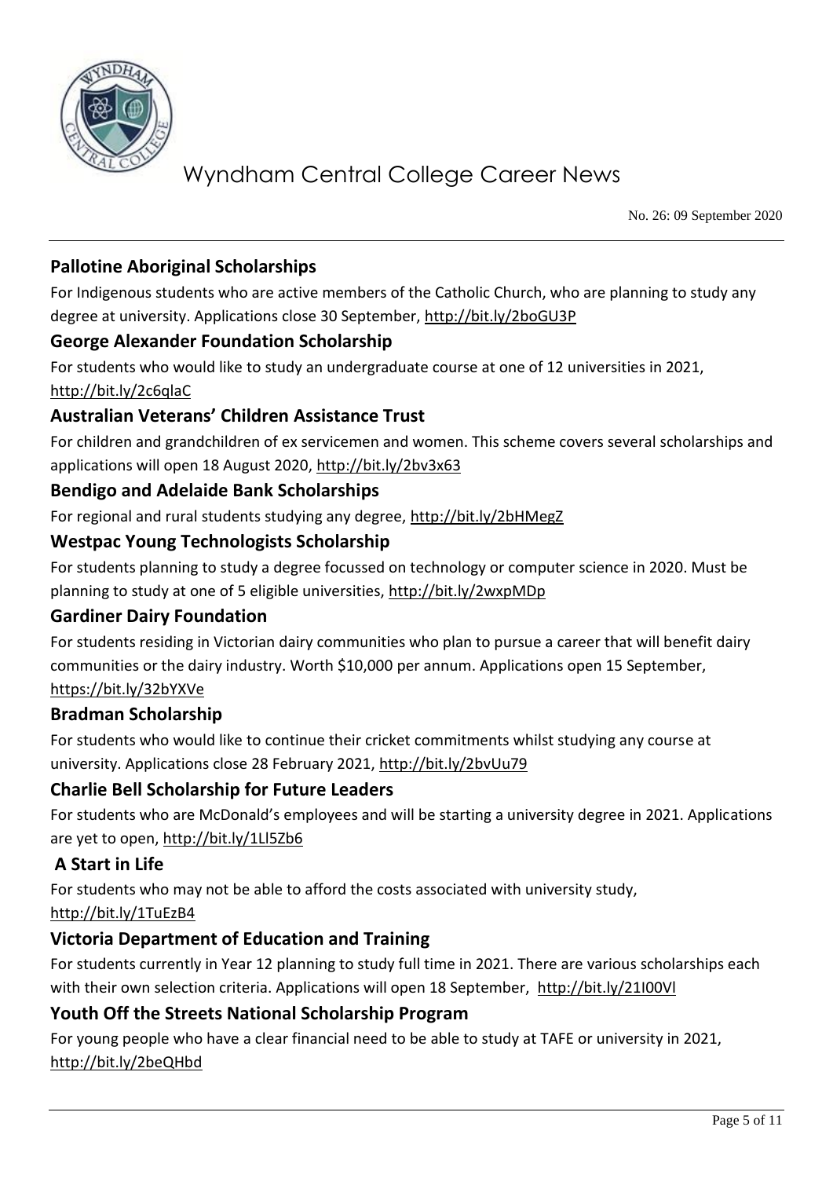## Pallotine Aboriginal Scholarships

For Indigenous students who are active members of the Catholic Church, who are planning to study any degree at university. Applications close 30 September, http://bit.ly/2boGU3P

## George Alexander Foundation Scholarship

For students who would like to study an undergraduate course at one of 12 universities in 2021, http://bit.ly/2c6qlaC

## Australian Veterans' Children Assistance Trust

For children and grandchildren of ex servicemen and women. This scheme covers several scholarships and applications will open 18 August 2020, http://bit.ly/2bv3x63

## Bendigo and Adelaide Bank Scholarships

For regional and rural students studying any degree, http://bit.ly/2bHMegZ

## Westpac Young Technologists Scholarship

For students planning to study a degree focussed on technology or computer science in 2020. Must be planning to study at one of 5 eligible universities, http://bit.ly/2wxpMDp

## Gardiner Dairy Foundation

For students residing in Victorian dairy communities who plan to pursue a career that will benefit dairy communities or the dairy industry. Worth $10,000 per annum. Applications open 15 September, https://bit.ly/32bYXVe

## Bradman Scholarship

For students who would like to continue their cricket commitments whilst studying any course at university. Applications close 28 February 2021, http://bit.ly/2bvUu79

## Charlie Bell Scholarship for Future Leaders

For students who are McDonald's employees and will be starting a university degree in 2021. Applications are yet to open, http://bit.ly/1Ll5Zb6

## A Start in Life

For students who may not be able to afford the costs associated with university study, http://bit.ly/1TuEzB4

## Victoria Department of Education and Training

For students currently in Year 12 planning to study full time in 2021. There are various scholarships each with their own selection criteria. Applications will open 18 September, http://bit.ly/21I00Vl

## Youth Off the Streets National Scholarship Program

For young people who have a clear financial need to be able to study at TAFE or university in 2021, http://bit.ly/2beQHbd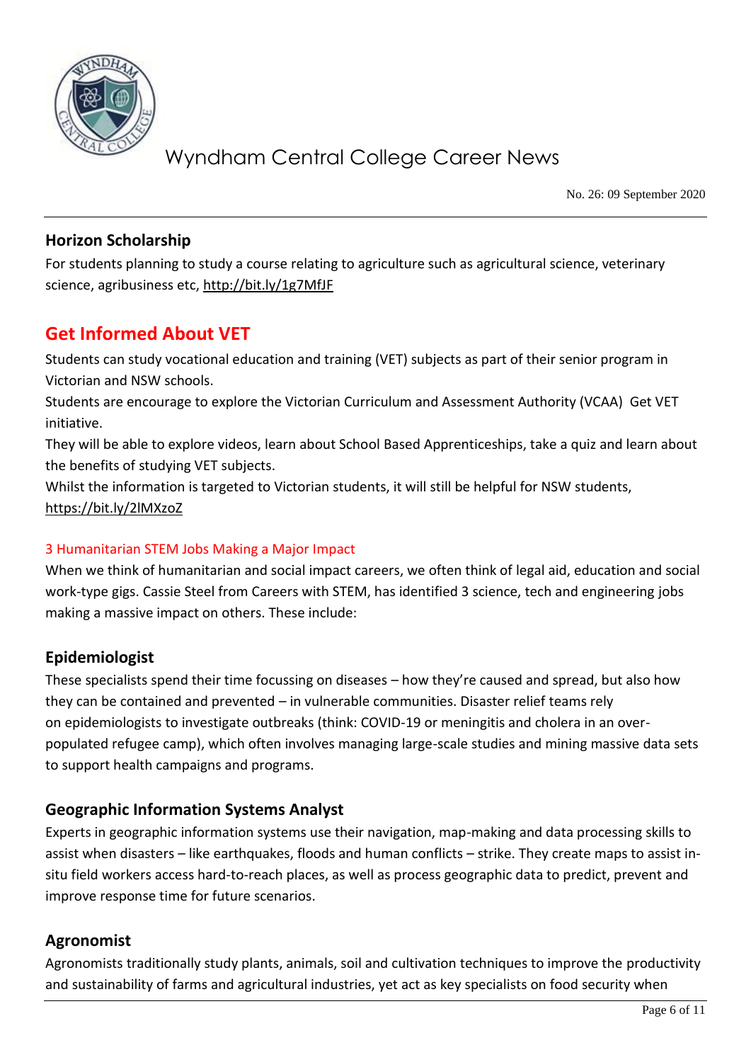## Horizon Scholarship

For students planning to study a course relating to agriculture such as agricultural science, veterinary science, agribusiness etc, http://bit.ly/1g7MfJF

# Get Informed About VET

Students can study vocational education and training (VET) subjects as part of their senior program in Victorian and NSW schools.

Students are encourage to explore the Victorian Curriculum and Assessment Authority (VCAA) Get VET initiative.

They will be able to explore videos, learn about School Based Apprenticeships, take a quiz and learn about the benefits of studying VET subjects.

Whilst the information is targeted to Victorian students, it will still be helpful for NSW students, https://bit.ly/2lMXzoZ

### 3 Humanitarian STEM Jobs Making a Major Impact

When we think of humanitarian and social impact careers, we often think of legal aid, education and social work-type gigs. Cassie Steel from Careers with STEM, has identified 3 science, tech and engineering jobs making a massive impact on others. These include:

## Epidemiologist

These specialists spend their time focussing on diseases – how they're caused and spread, but also how they can be contained and prevented – in vulnerable communities. Disaster relief teams rely on epidemiologists to investigate outbreaks (think: COVID-19 or meningitis and cholera in an over-populated refugee camp), which often involves managing large-scale studies and mining massive data sets to support health campaigns and programs.

## Geographic Information Systems Analyst

Experts in geographic information systems use their navigation, map-making and data processing skills to assist when disasters – like earthquakes, floods and human conflicts – strike. They create maps to assist in-situ field workers access hard-to-reach places, as well as process geographic data to predict, prevent and improve response time for future scenarios.

## Agronomist

Agronomists traditionally study plants, animals, soil and cultivation techniques to improve the productivity and sustainability of farms and agricultural industries, yet act as key specialists on food security when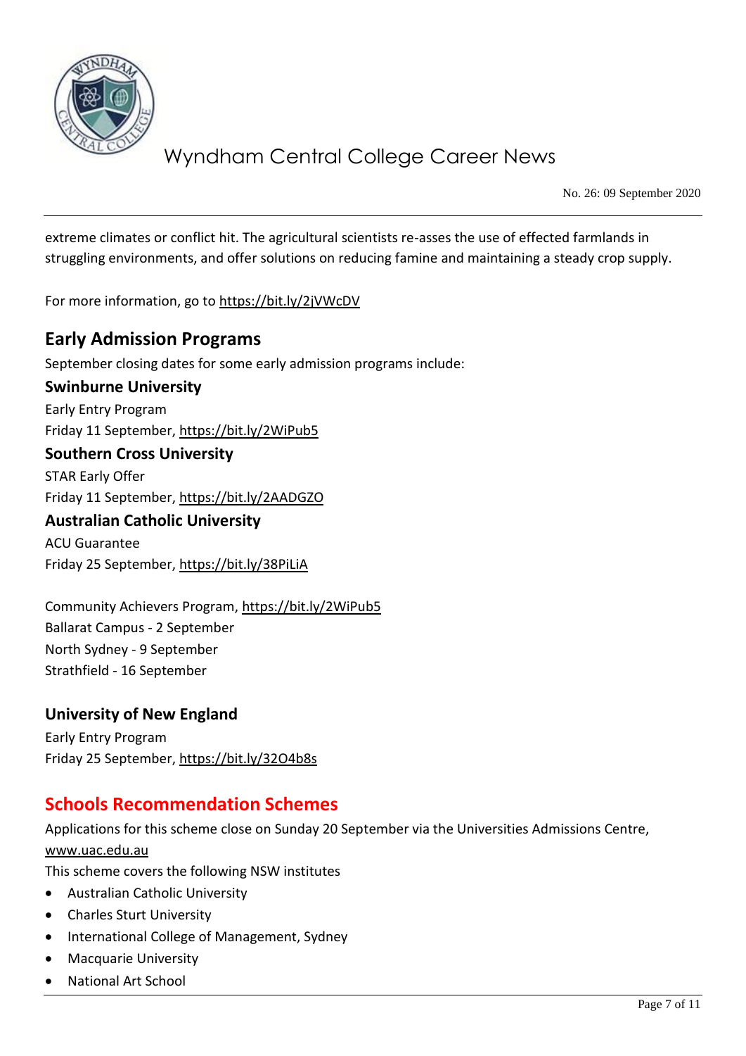extreme climates or conflict hit. The agricultural scientists re-asses the use of effected farmlands in struggling environments, and offer solutions on reducing famine and maintaining a steady crop supply.

For more information, go to https://bit.ly/2jVWcDV

## Early Admission Programs

September closing dates for some early admission programs include:

### Swinburne University

Early Entry Program
Friday 11 September, https://bit.ly/2WiPub5

### Southern Cross University

STAR Early Offer
Friday 11 September, https://bit.ly/2AADGZO

### Australian Catholic University

ACU Guarantee
Friday 25 September, https://bit.ly/38PiLiA

Community Achievers Program, https://bit.ly/2WiPub5
Ballarat Campus - 2 September
North Sydney - 9 September
Strathfield - 16 September

### University of New England

Early Entry Program
Friday 25 September, https://bit.ly/32O4b8s

## Schools Recommendation Schemes

Applications for this scheme close on Sunday 20 September via the Universities Admissions Centre, www.uac.edu.au

This scheme covers the following NSW institutes

- Australian Catholic University
- Charles Sturt University
- International College of Management, Sydney
- Macquarie University
- National Art School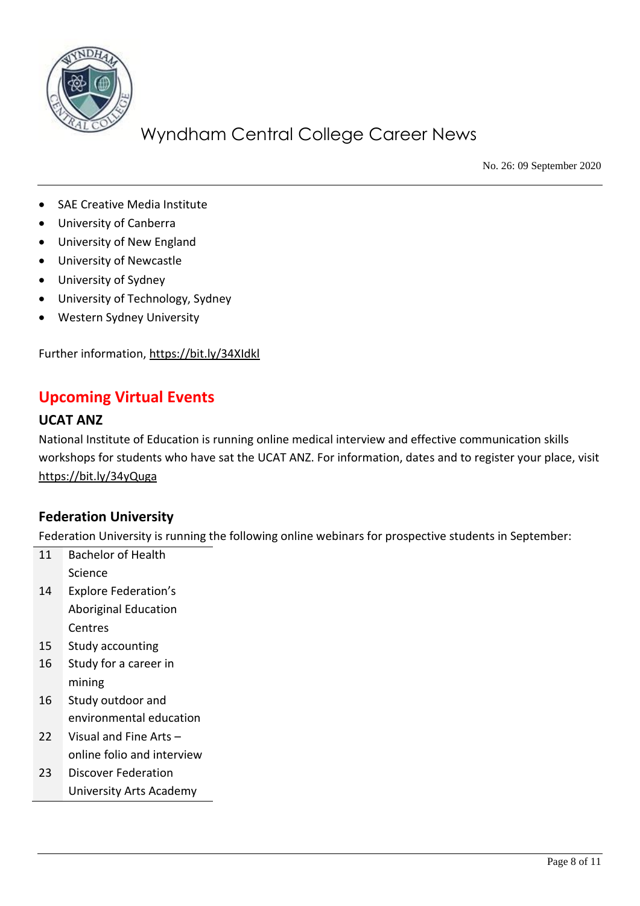- SAE Creative Media Institute
- University of Canberra
- University of New England
- University of Newcastle
- University of Sydney
- University of Technology, Sydney
- Western Sydney University

Further information, https://bit.ly/34XIdkl

## Upcoming Virtual Events

### UCAT ANZ

National Institute of Education is running online medical interview and effective communication skills workshops for students who have sat the UCAT ANZ. For information, dates and to register your place, visit https://bit.ly/34yQuga

### Federation University

Federation University is running the following online webinars for prospective students in September:

| | |
|---|---|
| 11 | Bachelor of Health Science |
| 14 | Explore Federation's Aboriginal Education Centres |
| 15 | Study accounting |
| 16 | Study for a career in mining |
| 16 | Study outdoor and environmental education |
| 22 | Visual and Fine Arts – online folio and interview |
| 23 | Discover Federation University Arts Academy |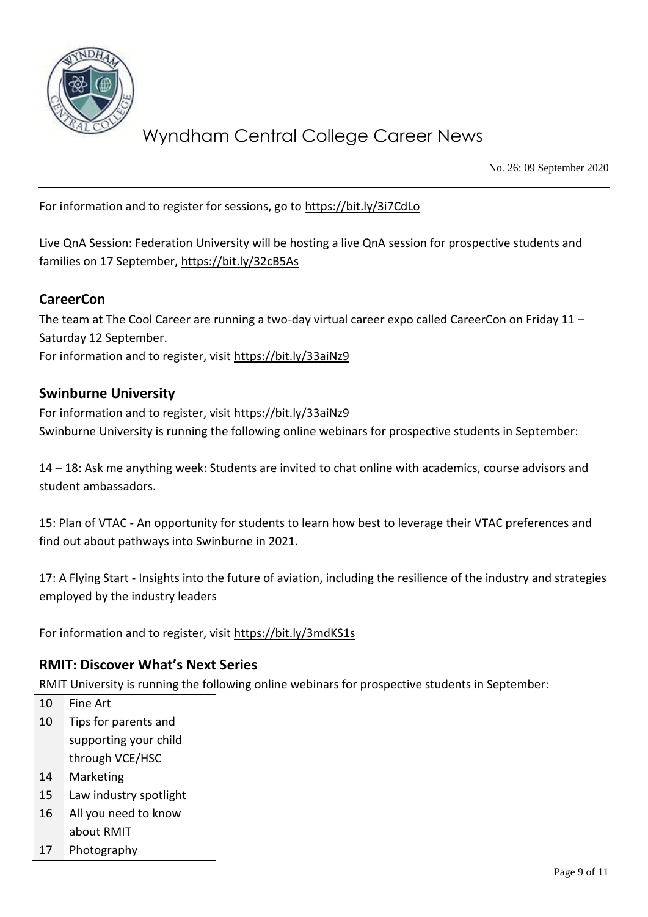For information and to register for sessions, go to https://bit.ly/3i7CdLo

Live QnA Session: Federation University will be hosting a live QnA session for prospective students and families on 17 September, https://bit.ly/32cB5As

## CareerCon

The team at The Cool Career are running a two-day virtual career expo called CareerCon on Friday 11 – Saturday 12 September.
For information and to register, visit https://bit.ly/33aiNz9

## Swinburne University

For information and to register, visit https://bit.ly/33aiNz9
Swinburne University is running the following online webinars for prospective students in September:

14 – 18: Ask me anything week: Students are invited to chat online with academics, course advisors and student ambassadors.

15: Plan of VTAC - An opportunity for students to learn how best to leverage their VTAC preferences and find out about pathways into Swinburne in 2021.

17: A Flying Start - Insights into the future of aviation, including the resilience of the industry and strategies employed by the industry leaders

For information and to register, visit https://bit.ly/3mdKS1s

## RMIT: Discover What's Next Series

RMIT University is running the following online webinars for prospective students in September:

| | |
|---|---|
| 10 | Fine Art |
| 10 | Tips for parents and supporting your child through VCE/HSC |
| 14 | Marketing |
| 15 | Law industry spotlight |
| 16 | All you need to know about RMIT |
| 17 | Photography |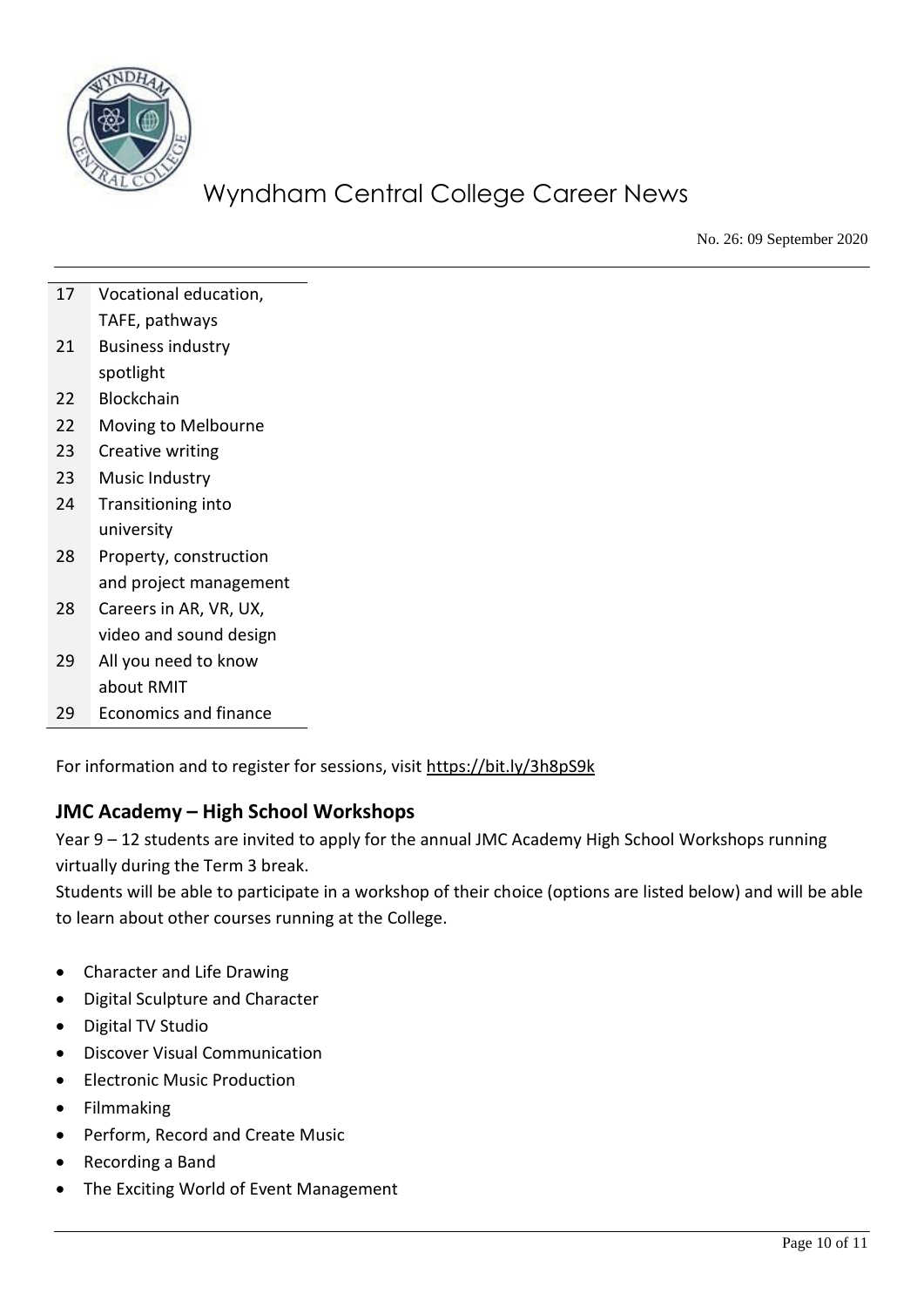| | |
|---|---|
| 17 | Vocational education, TAFE, pathways |
| 21 | Business industry spotlight |
| 22 | Blockchain |
| 22 | Moving to Melbourne |
| 23 | Creative writing |
| 23 | Music Industry |
| 24 | Transitioning into university |
| 28 | Property, construction and project management |
| 28 | Careers in AR, VR, UX, video and sound design |
| 29 | All you need to know about RMIT |
| 29 | Economics and finance |

For information and to register for sessions, visit https://bit.ly/3h8pS9k

## JMC Academy – High School Workshops

Year 9 – 12 students are invited to apply for the annual JMC Academy High School Workshops running virtually during the Term 3 break.

Students will be able to participate in a workshop of their choice (options are listed below) and will be able to learn about other courses running at the College.

- Character and Life Drawing
- Digital Sculpture and Character
- Digital TV Studio
- Discover Visual Communication
- Electronic Music Production
- Filmmaking
- Perform, Record and Create Music
- Recording a Band
- The Exciting World of Event Management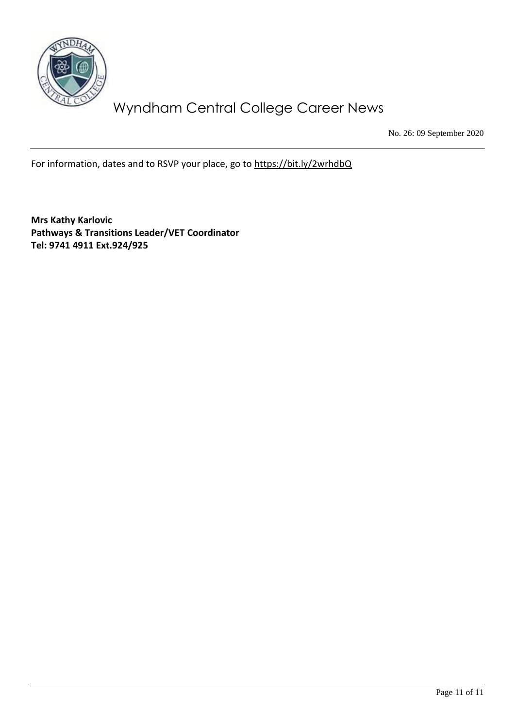For information, dates and to RSVP your place, go to https://bit.ly/2wrhdbQ

**Mrs Kathy Karlovic**
**Pathways & Transitions Leader/VET Coordinator**
**Tel: 9741 4911 Ext.924/925**